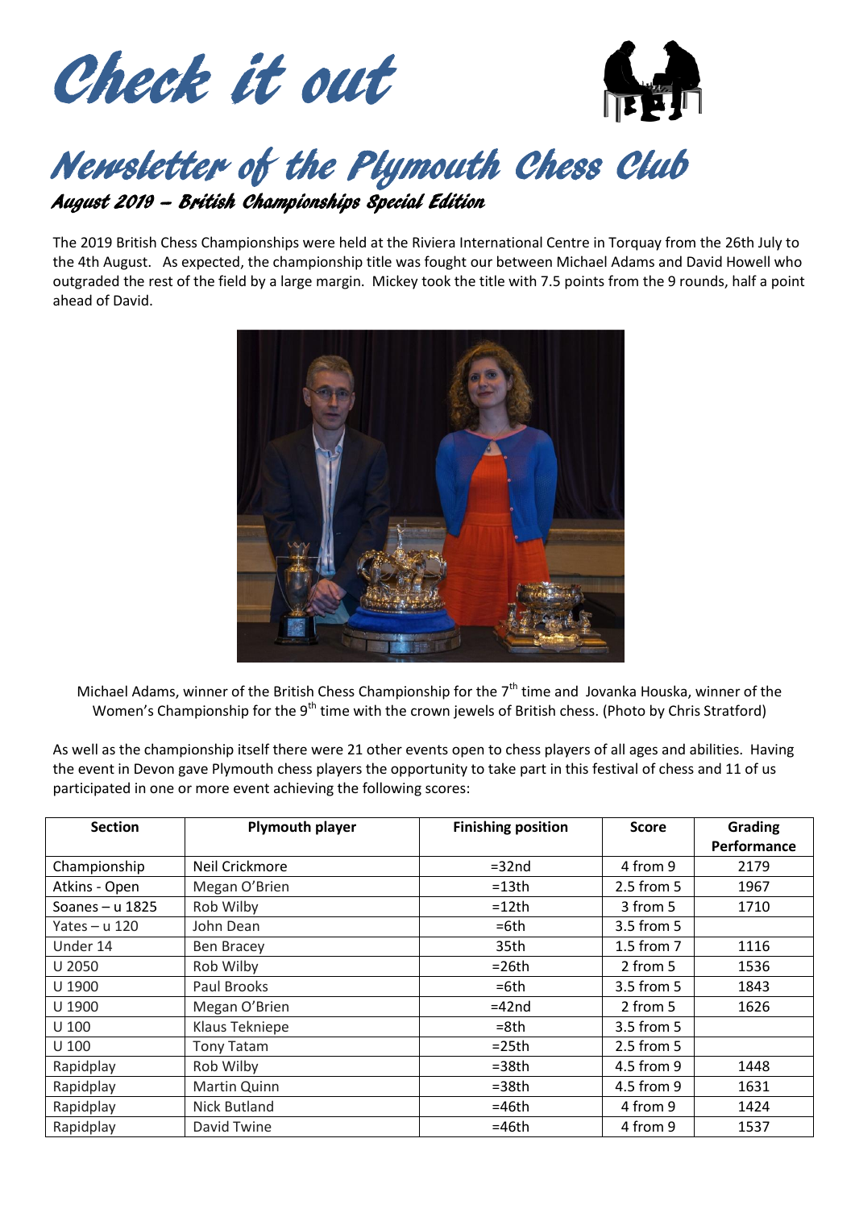# Check it out

# Newsletter of the Plymouth Chess Club

### August 2019 – British Championships Special Edition

The 2019 British Chess Championships were held at the Riviera International Centre in Torquay from the 26th July to the 4th August. As expected, the championship title was fought our between Michael Adams and David Howell who outgraded the rest of the field by a large margin. Mickey took the title with 7.5 points from the 9 rounds, half a point ahead of David.

Michael Adams, winner of the British Chess Championship for the 7th time and Jovanka Houska, winner of the Women's Championship for the 9th time with the crown jewels of British chess. (Photo by Chris Stratford)

As well as the championship itself there were 21 other events open to chess players of all ages and abilities. Having the event in Devon gave Plymouth chess players the opportunity to take part in this festival of chess and 11 of us participated in one or more event achieving the following scores:

| Section | Plymouth player | Finishing position | Score | Grading Performance |
|---|---|---|---|---|
| Championship | Neil Crickmore | =32nd | 4 from 9 | 2179 |
| Atkins - Open | Megan O'Brien | =13th | 2.5 from 5 | 1967 |
| Soanes – u 1825 | Rob Wilby | =12th | 3 from 5 | 1710 |
| Yates – u 120 | John Dean | =6th | 3.5 from 5 | |
| Under 14 | Ben Bracey | 35th | 1.5 from 7 | 1116 |
| U 2050 | Rob Wilby | =26th | 2 from 5 | 1536 |
| U 1900 | Paul Brooks | =6th | 3.5 from 5 | 1843 |
| U 1900 | Megan O'Brien | =42nd | 2 from 5 | 1626 |
| U 100 | Klaus Tekniepe | =8th | 3.5 from 5 | |
| U 100 | Tony Tatam | =25th | 2.5 from 5 | |
| Rapidplay | Rob Wilby | =38th | 4.5 from 9 | 1448 |
| Rapidplay | Martin Quinn | =38th | 4.5 from 9 | 1631 |
| Rapidplay | Nick Butland | =46th | 4 from 9 | 1424 |
| Rapidplay | David Twine | =46th | 4 from 9 | 1537 |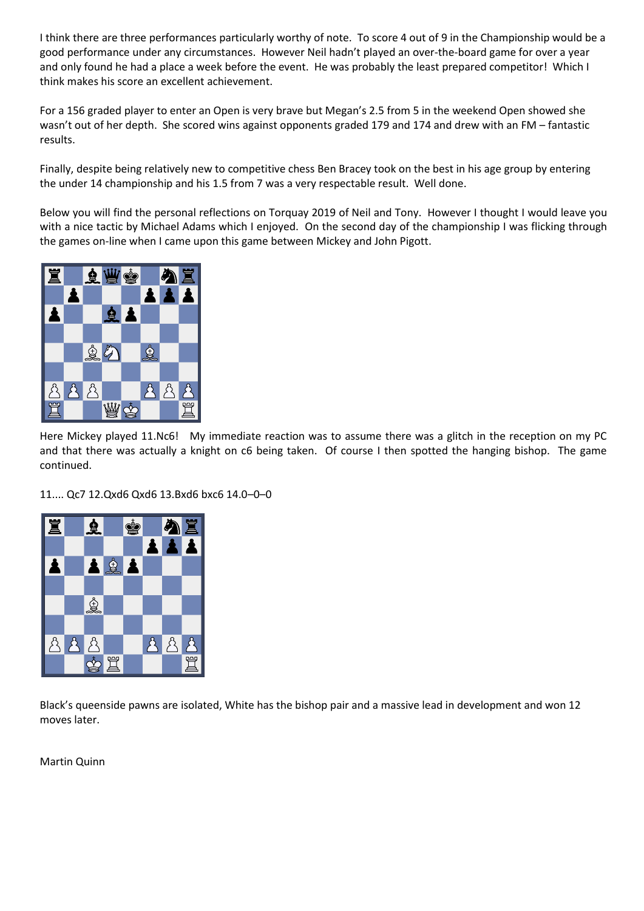I think there are three performances particularly worthy of note. To score 4 out of 9 in the Championship would be a good performance under any circumstances. However Neil hadn't played an over-the-board game for over a year and only found he had a place a week before the event. He was probably the least prepared competitor! Which I think makes his score an excellent achievement.

For a 156 graded player to enter an Open is very brave but Megan's 2.5 from 5 in the weekend Open showed she wasn't out of her depth. She scored wins against opponents graded 179 and 174 and drew with an FM – fantastic results.

Finally, despite being relatively new to competitive chess Ben Bracey took on the best in his age group by entering the under 14 championship and his 1.5 from 7 was a very respectable result. Well done.

Below you will find the personal reflections on Torquay 2019 of Neil and Tony. However I thought I would leave you with a nice tactic by Michael Adams which I enjoyed. On the second day of the championship I was flicking through the games on-line when I came upon this game between Mickey and John Pigott.

Here Mickey played 11.Nc6! My immediate reaction was to assume there was a glitch in the reception on my PC and that there was actually a knight on c6 being taken. Of course I then spotted the hanging bishop. The game continued.

11.... Qc7 12.Qxd6 Qxd6 13.Bxd6 bxc6 14.0–0–0

Black's queenside pawns are isolated, White has the bishop pair and a massive lead in development and won 12 moves later.

Martin Quinn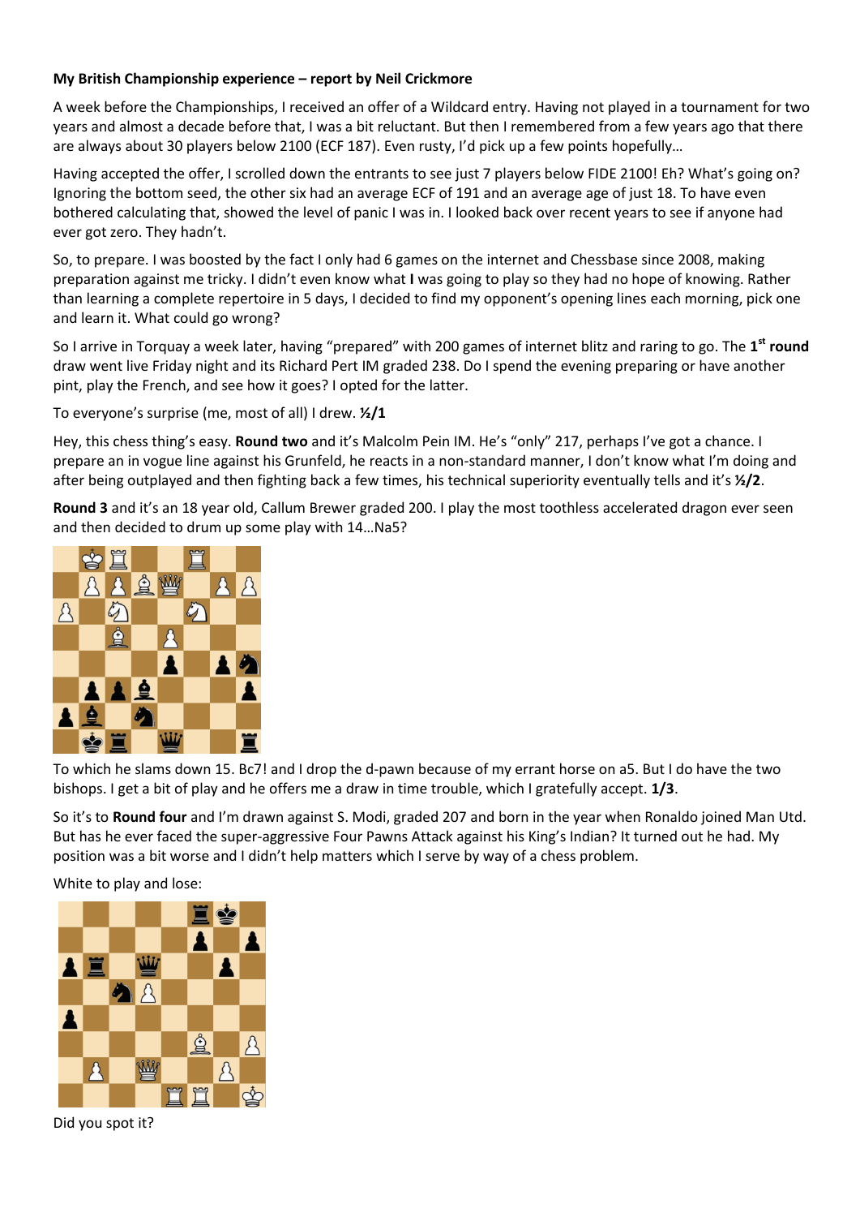**My British Championship experience – report by Neil Crickmore**

A week before the Championships, I received an offer of a Wildcard entry. Having not played in a tournament for two years and almost a decade before that, I was a bit reluctant. But then I remembered from a few years ago that there are always about 30 players below 2100 (ECF 187). Even rusty, I'd pick up a few points hopefully…

Having accepted the offer, I scrolled down the entrants to see just 7 players below FIDE 2100! Eh? What's going on? Ignoring the bottom seed, the other six had an average ECF of 191 and an average age of just 18. To have even bothered calculating that, showed the level of panic I was in. I looked back over recent years to see if anyone had ever got zero. They hadn't.

So, to prepare. I was boosted by the fact I only had 6 games on the internet and Chessbase since 2008, making preparation against me tricky. I didn't even know what **I** was going to play so they had no hope of knowing. Rather than learning a complete repertoire in 5 days, I decided to find my opponent's opening lines each morning, pick one and learn it. What could go wrong?

So I arrive in Torquay a week later, having "prepared" with 200 games of internet blitz and raring to go. The **1st round** draw went live Friday night and its Richard Pert IM graded 238. Do I spend the evening preparing or have another pint, play the French, and see how it goes? I opted for the latter.

To everyone's surprise (me, most of all) I drew. **½/1**

Hey, this chess thing's easy. **Round two** and it's Malcolm Pein IM. He's "only" 217, perhaps I've got a chance. I prepare an in vogue line against his Grunfeld, he reacts in a non-standard manner, I don't know what I'm doing and after being outplayed and then fighting back a few times, his technical superiority eventually tells and it's **½/2**.

**Round 3** and it's an 18 year old, Callum Brewer graded 200. I play the most toothless accelerated dragon ever seen and then decided to drum up some play with 14…Na5?

To which he slams down 15. Bc7! and I drop the d-pawn because of my errant horse on a5. But I do have the two bishops. I get a bit of play and he offers me a draw in time trouble, which I gratefully accept. **1/3**.

So it's to **Round four** and I'm drawn against S. Modi, graded 207 and born in the year when Ronaldo joined Man Utd. But has he ever faced the super-aggressive Four Pawns Attack against his King's Indian? It turned out he had. My position was a bit worse and I didn't help matters which I serve by way of a chess problem.

White to play and lose:

Did you spot it?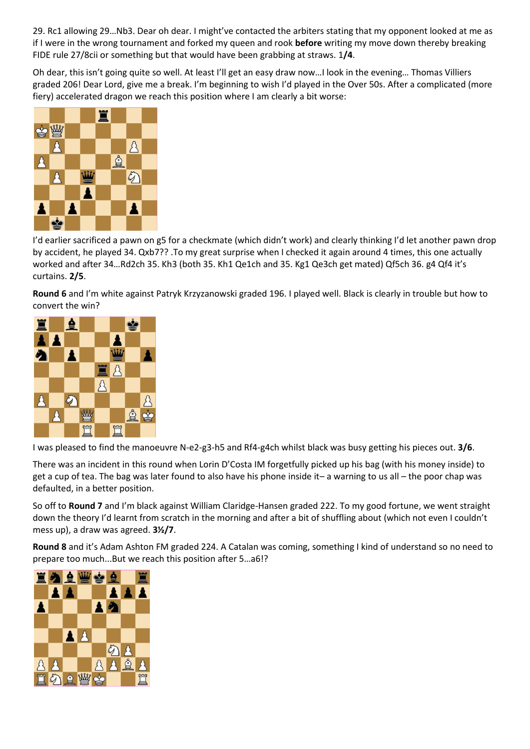29. Rc1 allowing 29…Nb3. Dear oh dear. I might've contacted the arbiters stating that my opponent looked at me as if I were in the wrong tournament and forked my queen and rook **before** writing my move down thereby breaking FIDE rule 27/8cii or something but that would have been grabbing at straws. 1**/4**.

Oh dear, this isn't going quite so well. At least I'll get an easy draw now…I look in the evening… Thomas Villiers graded 206! Dear Lord, give me a break. I'm beginning to wish I'd played in the Over 50s. After a complicated (more fiery) accelerated dragon we reach this position where I am clearly a bit worse:

I'd earlier sacrificed a pawn on g5 for a checkmate (which didn't work) and clearly thinking I'd let another pawn drop by accident, he played 34. Qxb7?? .To my great surprise when I checked it again around 4 times, this one actually worked and after 34…Rd2ch 35. Kh3 (both 35. Kh1 Qe1ch and 35. Kg1 Qe3ch get mated) Qf5ch 36. g4 Qf4 it's curtains. **2/5**.

**Round 6** and I'm white against Patryk Krzyzanowski graded 196. I played well. Black is clearly in trouble but how to convert the win?

I was pleased to find the manoeuvre N-e2-g3-h5 and Rf4-g4ch whilst black was busy getting his pieces out. **3/6**.

There was an incident in this round when Lorin D'Costa IM forgetfully picked up his bag (with his money inside) to get a cup of tea. The bag was later found to also have his phone inside it– a warning to us all – the poor chap was defaulted, in a better position.

So off to **Round 7** and I'm black against William Claridge-Hansen graded 222. To my good fortune, we went straight down the theory I'd learnt from scratch in the morning and after a bit of shuffling about (which not even I couldn't mess up), a draw was agreed. **3½/7**.

**Round 8** and it's Adam Ashton FM graded 224. A Catalan was coming, something I kind of understand so no need to prepare too much...But we reach this position after 5…a6!?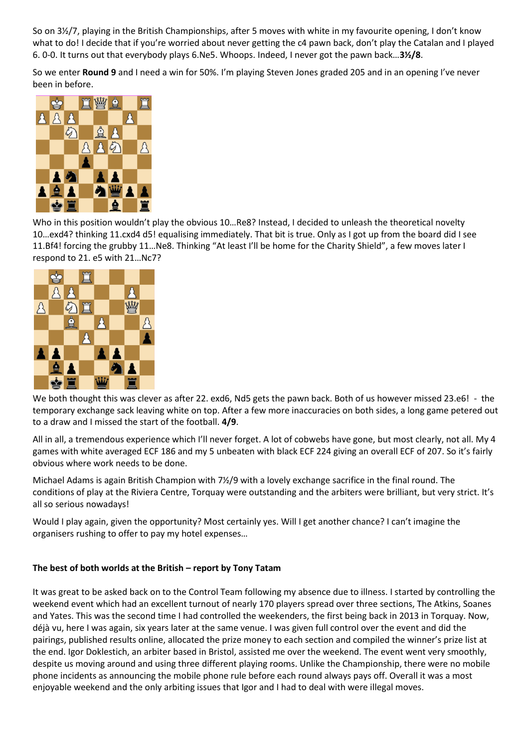So on 3½/7, playing in the British Championships, after 5 moves with white in my favourite opening, I don't know what to do! I decide that if you're worried about never getting the c4 pawn back, don't play the Catalan and I played 6. 0-0. It turns out that everybody plays 6.Ne5. Whoops. Indeed, I never got the pawn back…**3½/8**.

So we enter **Round 9** and I need a win for 50%. I'm playing Steven Jones graded 205 and in an opening I've never been in before.

Who in this position wouldn't play the obvious 10…Re8? Instead, I decided to unleash the theoretical novelty 10…exd4? thinking 11.cxd4 d5! equalising immediately. That bit is true. Only as I got up from the board did I see 11.Bf4! forcing the grubby 11…Ne8. Thinking "At least I'll be home for the Charity Shield", a few moves later I respond to 21. e5 with 21…Nc7?

We both thought this was clever as after 22. exd6, Nd5 gets the pawn back. Both of us however missed 23.e6! - the temporary exchange sack leaving white on top. After a few more inaccuracies on both sides, a long game petered out to a draw and I missed the start of the football. **4/9**.

All in all, a tremendous experience which I'll never forget. A lot of cobwebs have gone, but most clearly, not all. My 4 games with white averaged ECF 186 and my 5 unbeaten with black ECF 224 giving an overall ECF of 207. So it's fairly obvious where work needs to be done.

Michael Adams is again British Champion with 7½/9 with a lovely exchange sacrifice in the final round. The conditions of play at the Riviera Centre, Torquay were outstanding and the arbiters were brilliant, but very strict. It's all so serious nowadays!

Would I play again, given the opportunity? Most certainly yes. Will I get another chance? I can't imagine the organisers rushing to offer to pay my hotel expenses…

**The best of both worlds at the British – report by Tony Tatam**

It was great to be asked back on to the Control Team following my absence due to illness. I started by controlling the weekend event which had an excellent turnout of nearly 170 players spread over three sections, The Atkins, Soanes and Yates. This was the second time I had controlled the weekenders, the first being back in 2013 in Torquay. Now, déjà vu, here I was again, six years later at the same venue. I was given full control over the event and did the pairings, published results online, allocated the prize money to each section and compiled the winner's prize list at the end. Igor Doklestich, an arbiter based in Bristol, assisted me over the weekend. The event went very smoothly, despite us moving around and using three different playing rooms. Unlike the Championship, there were no mobile phone incidents as announcing the mobile phone rule before each round always pays off. Overall it was a most enjoyable weekend and the only arbiting issues that Igor and I had to deal with were illegal moves.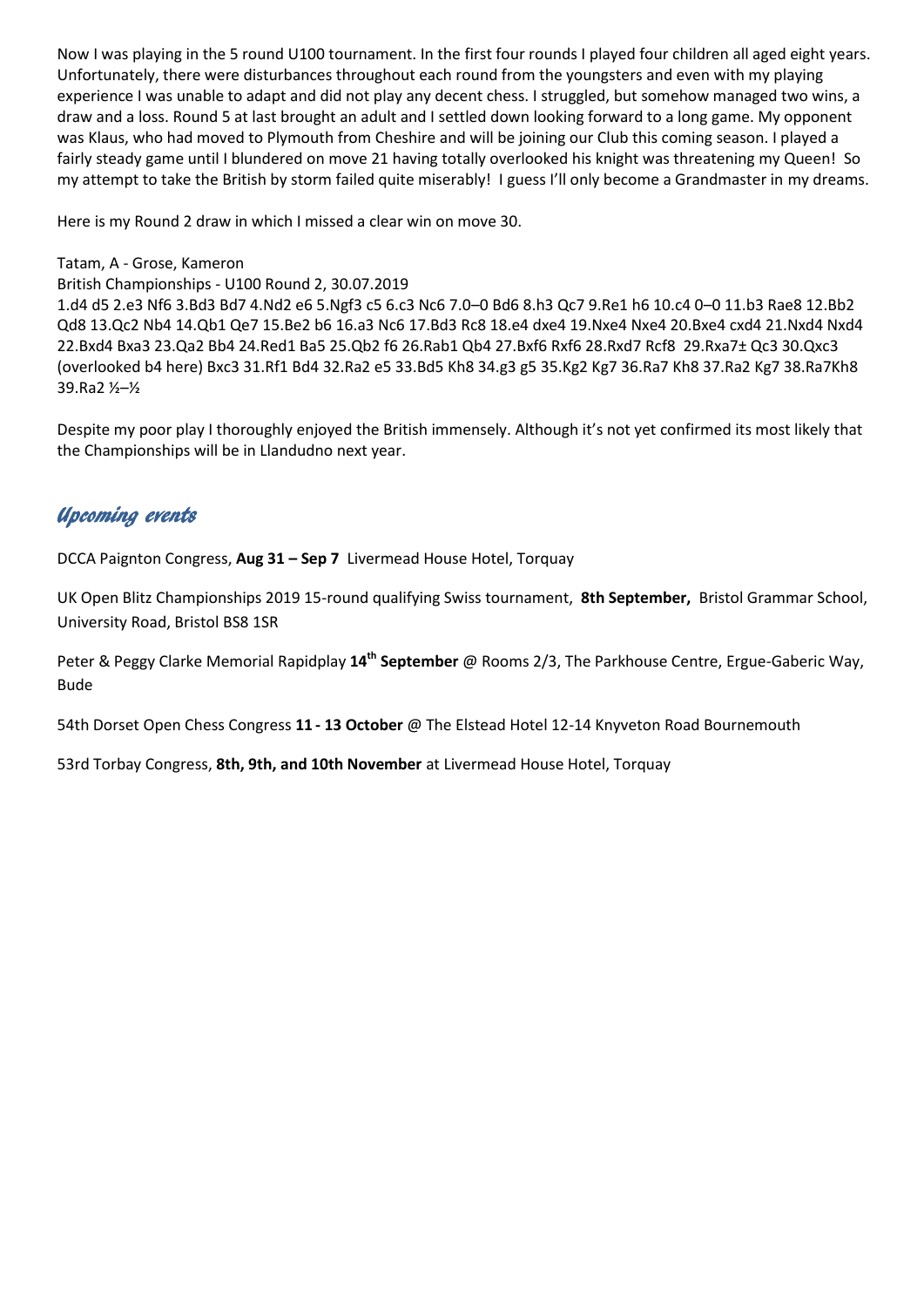Now I was playing in the 5 round U100 tournament. In the first four rounds I played four children all aged eight years. Unfortunately, there were disturbances throughout each round from the youngsters and even with my playing experience I was unable to adapt and did not play any decent chess. I struggled, but somehow managed two wins, a draw and a loss. Round 5 at last brought an adult and I settled down looking forward to a long game. My opponent was Klaus, who had moved to Plymouth from Cheshire and will be joining our Club this coming season. I played a fairly steady game until I blundered on move 21 having totally overlooked his knight was threatening my Queen! So my attempt to take the British by storm failed quite miserably! I guess I'll only become a Grandmaster in my dreams.

Here is my Round 2 draw in which I missed a clear win on move 30.

Tatam, A - Grose, Kameron
British Championships - U100 Round 2, 30.07.2019
1.d4 d5 2.e3 Nf6 3.Bd3 Bd7 4.Nd2 e6 5.Ngf3 c5 6.c3 Nc6 7.0–0 Bd6 8.h3 Qc7 9.Re1 h6 10.c4 0–0 11.b3 Rae8 12.Bb2 Qd8 13.Qc2 Nb4 14.Qb1 Qe7 15.Be2 b6 16.a3 Nc6 17.Bd3 Rc8 18.e4 dxe4 19.Nxe4 Nxe4 20.Bxe4 cxd4 21.Nxd4 Nxd4 22.Bxd4 Bxa3 23.Qa2 Bb4 24.Red1 Ba5 25.Qb2 f6 26.Rab1 Qb4 27.Bxf6 Rxf6 28.Rxd7 Rcf8 29.Rxa7± Qc3 30.Qxc3 (overlooked b4 here) Bxc3 31.Rf1 Bd4 32.Ra2 e5 33.Bd5 Kh8 34.g3 g5 35.Kg2 Kg7 36.Ra7 Kh8 37.Ra2 Kg7 38.Ra7Kh8 39.Ra2 ½–½

Despite my poor play I thoroughly enjoyed the British immensely. Although it's not yet confirmed its most likely that the Championships will be in Llandudno next year.

## *Upcoming events*

DCCA Paignton Congress, **Aug 31 – Sep 7** Livermead House Hotel, Torquay

UK Open Blitz Championships 2019 15-round qualifying Swiss tournament, **8th September,** Bristol Grammar School, University Road, Bristol BS8 1SR

Peter & Peggy Clarke Memorial Rapidplay **14th September** @ Rooms 2/3, The Parkhouse Centre, Ergue-Gaberic Way, Bude

54th Dorset Open Chess Congress **11 - 13 October** @ The Elstead Hotel 12-14 Knyveton Road Bournemouth

53rd Torbay Congress, **8th, 9th, and 10th November** at Livermead House Hotel, Torquay